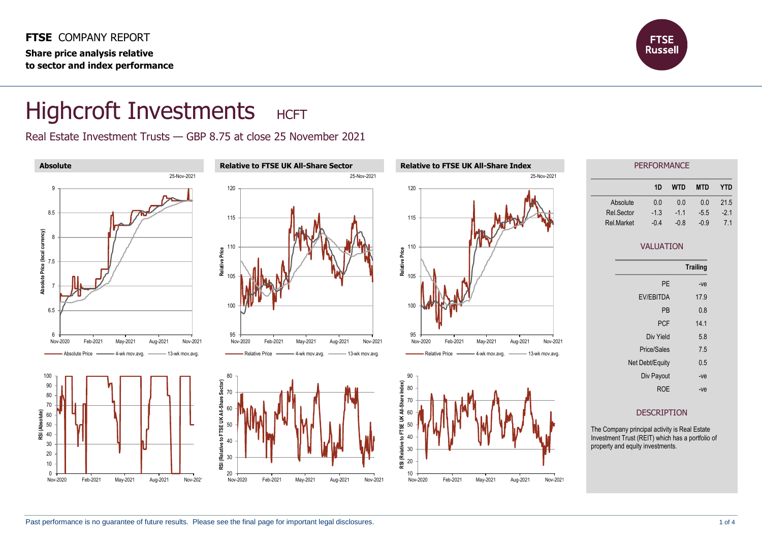**FTSE** COMPANY REPORT

**Share price analysis relative to sector and index performance**

# Highcroft Investments HCFT

Real Estate Investment Trusts — GBP 8.75 at close 25 November 2021

**Absolute**

**Relative to FTSE UK All-Share Sector**

**Relative to FTSE UK All-Share Index**

## PERFORMANCE

| | 1D | WTD | MTD | YTD |
|---|---|---|---|---|
| Absolute | 0.0 | 0.0 | 0.0 | 21.5 |
| Rel.Sector | -1.3 | -1.1 | -5.5 | -2.1 |
| Rel.Market | -0.4 | -0.8 | -0.9 | 7.1 |

## VALUATION

| | Trailing |
|---|---|
| PE | -ve |
| EV/EBITDA | 17.9 |
| PB | 0.8 |
| PCF | 14.1 |
| Div Yield | 5.8 |
| Price/Sales | 7.5 |
| Net Debt/Equity | 0.5 |
| Div Payout | -ve |
| ROE | -ve |

## DESCRIPTION

The Company principal activity is Real Estate Investment Trust (REIT) which has a portfolio of property and equity investments.

Past performance is no guarantee of future results. Please see the final page for important legal disclosures.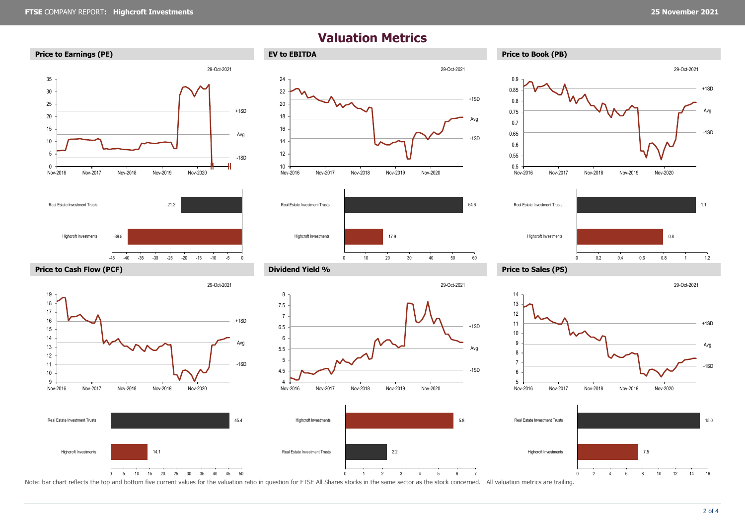# Valuation Metrics

## Price to Earnings (PE)

29-Oct-2021

| | Value |
|---|---|
| Real Estate Investment Trusts | -21.2 |
| Highcroft Investments | -39.5 |

## EV to EBITDA

29-Oct-2021

| | Value |
|---|---|
| Real Estate Investment Trusts | 54.6 |
| Highcroft Investments | 17.9 |

## Price to Book (PB)

29-Oct-2021

| | Value |
|---|---|
| Real Estate Investment Trusts | 1.1 |
| Highcroft Investments | 0.8 |

## Price to Cash Flow (PCF)

29-Oct-2021

| | Value |
|---|---|
| Real Estate Investment Trusts | 45.4 |
| Highcroft Investments | 14.1 |

## Dividend Yield %

29-Oct-2021

| | Value |
|---|---|
| Highcroft Investments | 5.8 |
| Real Estate Investment Trusts | 2.2 |

## Price to Sales (PS)

29-Oct-2021

| | Value |
|---|---|
| Real Estate Investment Trusts | 15.0 |
| Highcroft Investments | 7.5 |

Note: bar chart reflects the top and bottom five current values for the valuation ratio in question for FTSE All Shares stocks in the same sector as the stock concerned. All valuation metrics are trailing.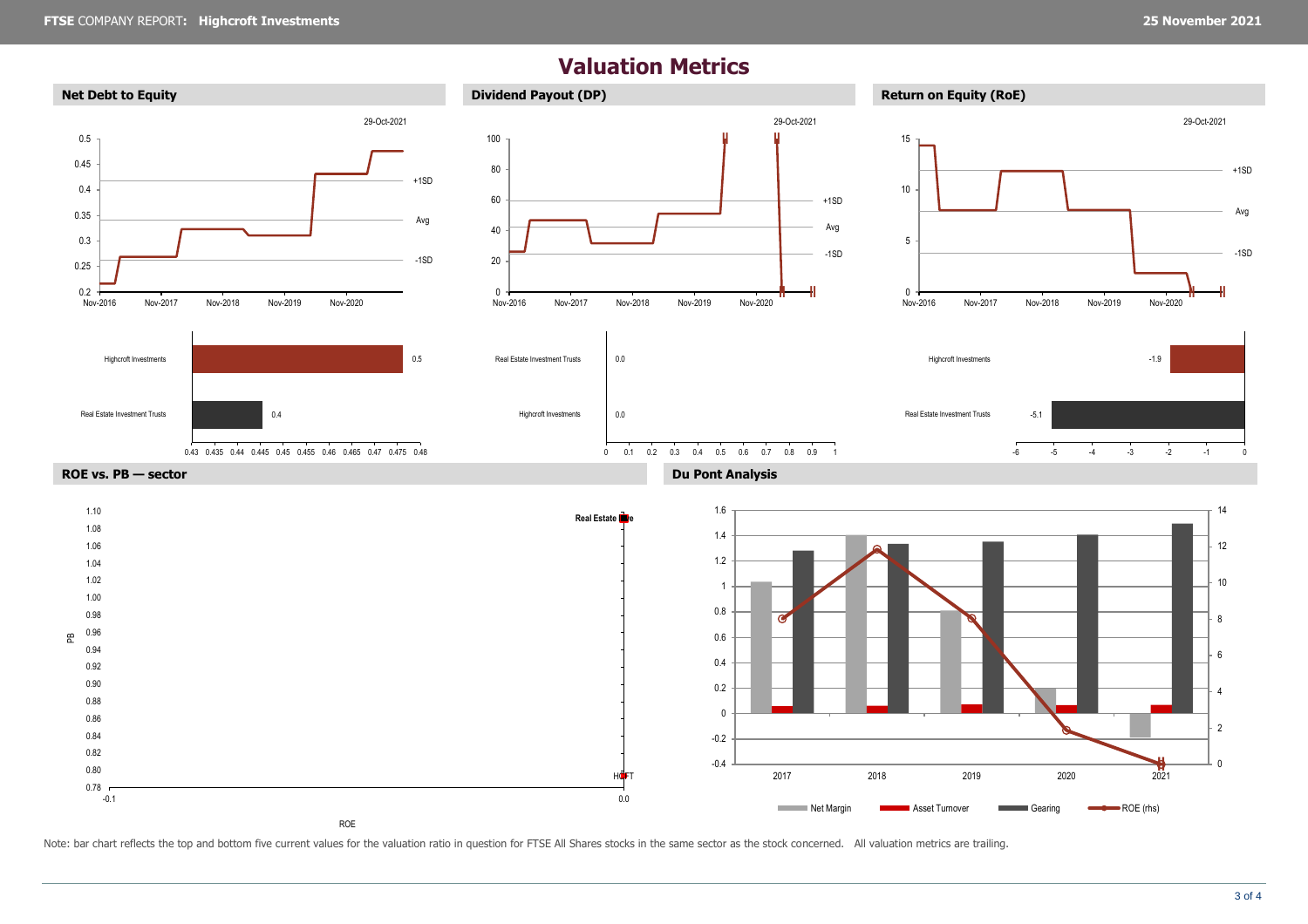# Valuation Metrics

## Net Debt to Equity

29-Oct-2021

+1SD

Avg

-1SD

Nov-2016 Nov-2017 Nov-2018 Nov-2019 Nov-2020

| Company | Value |
|---|---|
| Highcroft Investments | 0.5 |
| Real Estate Investment Trusts | 0.4 |

## Dividend Payout (DP)

29-Oct-2021

+1SD

Avg

-1SD

Nov-2016 Nov-2017 Nov-2018 Nov-2019 Nov-2020

| Company | Value |
|---|---|
| Real Estate Investment Trusts | 0.0 |
| Highcroft Investments | 0.0 |

## Return on Equity (RoE)

29-Oct-2021

+1SD

Avg

-1SD

Nov-2016 Nov-2017 Nov-2018 Nov-2019 Nov-2020

| Company | Value |
|---|---|
| Highcroft Investments | -1.9 |
| Real Estate Investment Trusts | -5.1 |

## ROE vs. PB — sector

PB

ROE

Real Estate

HCFT

## Du Pont Analysis

2017 2018 2019 2020 2021

Net Margin | Asset Turnover | Gearing | ROE (rhs)

Note: bar chart reflects the top and bottom five current values for the valuation ratio in question for FTSE All Shares stocks in the same sector as the stock concerned. All valuation metrics are trailing.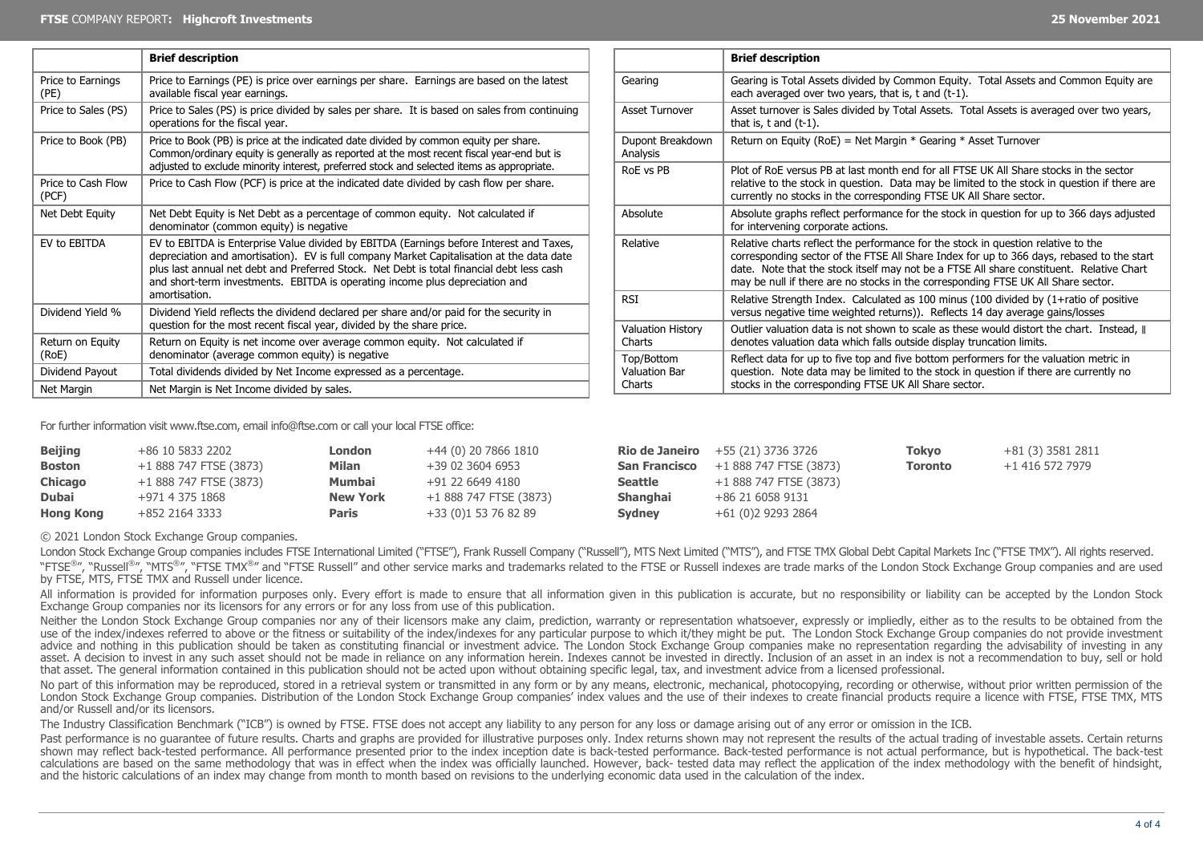| | Brief description |
|---|---|
| Price to Earnings (PE) | Price to Earnings (PE) is price over earnings per share. Earnings are based on the latest available fiscal year earnings. |
| Price to Sales (PS) | Price to Sales (PS) is price divided by sales per share. It is based on sales from continuing operations for the fiscal year. |
| Price to Book (PB) | Price to Book (PB) is price at the indicated date divided by common equity per share. Common/ordinary equity is generally as reported at the most recent fiscal year-end but is adjusted to exclude minority interest, preferred stock and selected items as appropriate. |
| Price to Cash Flow (PCF) | Price to Cash Flow (PCF) is price at the indicated date divided by cash flow per share. |
| Net Debt Equity | Net Debt Equity is Net Debt as a percentage of common equity. Not calculated if denominator (common equity) is negative |
| EV to EBITDA | EV to EBITDA is Enterprise Value divided by EBITDA (Earnings before Interest and Taxes, depreciation and amortisation). EV is full company Market Capitalisation at the data date plus last annual net debt and Preferred Stock. Net Debt is total financial debt less cash and short-term investments. EBITDA is operating income plus depreciation and amortisation. |
| Dividend Yield % | Dividend Yield reflects the dividend declared per share and/or paid for the security in question for the most recent fiscal year, divided by the share price. |
| Return on Equity (RoE) | Return on Equity is net income over average common equity. Not calculated if denominator (average common equity) is negative |
| Dividend Payout | Total dividends divided by Net Income expressed as a percentage. |
| Net Margin | Net Margin is Net Income divided by sales. |

| | Brief description |
|---|---|
| Gearing | Gearing is Total Assets divided by Common Equity. Total Assets and Common Equity are each averaged over two years, that is, t and (t-1). |
| Asset Turnover | Asset turnover is Sales divided by Total Assets. Total Assets is averaged over two years, that is, t and (t-1). |
| Dupont Breakdown Analysis | Return on Equity (RoE) = Net Margin * Gearing * Asset Turnover |
| RoE vs PB | Plot of RoE versus PB at last month end for all FTSE UK All Share stocks in the sector relative to the stock in question. Data may be limited to the stock in question if there are currently no stocks in the corresponding FTSE UK All Share sector. |
| Absolute | Absolute graphs reflect performance for the stock in question for up to 366 days adjusted for intervening corporate actions. |
| Relative | Relative charts reflect the performance for the stock in question relative to the corresponding sector of the FTSE All Share Index for up to 366 days, rebased to the start date. Note that the stock itself may not be a FTSE All share constituent. Relative Chart may be null if there are no stocks in the corresponding FTSE UK All Share sector. |
| RSI | Relative Strength Index. Calculated as 100 minus (100 divided by (1+ratio of positive versus negative time weighted returns)). Reflects 14 day average gains/losses |
| Valuation History Charts | Outlier valuation data is not shown to scale as these would distort the chart. Instead, ‖ denotes valuation data which falls outside display truncation limits. |
| Top/Bottom Valuation Bar Charts | Reflect data for up to five top and five bottom performers for the valuation metric in question. Note data may be limited to the stock in question if there are currently no stocks in the corresponding FTSE UK All Share sector. |

For further information visit www.ftse.com, email info@ftse.com or call your local FTSE office:

| | | | | | | | |
|---|---|---|---|---|---|---|---|
| **Beijing** | +86 10 5833 2202 | **London** | +44 (0) 20 7866 1810 | **Rio de Janeiro** | +55 (21) 3736 3726 | **Tokyo** | +81 (3) 3581 2811 |
| **Boston** | +1 888 747 FTSE (3873) | **Milan** | +39 02 3604 6953 | **San Francisco** | +1 888 747 FTSE (3873) | **Toronto** | +1 416 572 7979 |
| **Chicago** | +1 888 747 FTSE (3873) | **Mumbai** | +91 22 6649 4180 | **Seattle** | +1 888 747 FTSE (3873) | | |
| **Dubai** | +971 4 375 1868 | **New York** | +1 888 747 FTSE (3873) | **Shanghai** | +86 21 6058 9131 | | |
| **Hong Kong** | +852 2164 3333 | **Paris** | +33 (0)1 53 76 82 89 | **Sydney** | +61 (0)2 9293 2864 | | |

© 2021 London Stock Exchange Group companies.

London Stock Exchange Group companies includes FTSE International Limited ("FTSE"), Frank Russell Company ("Russell"), MTS Next Limited ("MTS"), and FTSE TMX Global Debt Capital Markets Inc ("FTSE TMX"). All rights reserved. "FTSE®", "Russell®", "MTS®", "FTSE TMX®" and "FTSE Russell" and other service marks and trademarks related to the FTSE or Russell indexes are trade marks of the London Stock Exchange Group companies and are used by FTSE, MTS, FTSE TMX and Russell under licence.

All information is provided for information purposes only. Every effort is made to ensure that all information given in this publication is accurate, but no responsibility or liability can be accepted by the London Stock Exchange Group companies nor its licensors for any errors or for any loss from use of this publication.

Neither the London Stock Exchange Group companies nor any of their licensors make any claim, prediction, warranty or representation whatsoever, expressly or impliedly, either as to the results to be obtained from the use of the index/indexes referred to above or the fitness or suitability of the index/indexes for any particular purpose to which it/they might be put. The London Stock Exchange Group companies do not provide investment advice and nothing in this publication should be taken as constituting financial or investment advice. The London Stock Exchange Group companies make no representation regarding the advisability of investing in any asset. A decision to invest in any such asset should not be made in reliance on any information herein. Indexes cannot be invested in directly. Inclusion of an asset in an index is not a recommendation to buy, sell or hold that asset. The general information contained in this publication should not be acted upon without obtaining specific legal, tax, and investment advice from a licensed professional.

No part of this information may be reproduced, stored in a retrieval system or transmitted in any form or by any means, electronic, mechanical, photocopying, recording or otherwise, without prior written permission of the London Stock Exchange Group companies. Distribution of the London Stock Exchange Group companies' index values and the use of their indexes to create financial products require a licence with FTSE, FTSE TMX, MTS and/or Russell and/or its licensors.

The Industry Classification Benchmark ("ICB") is owned by FTSE. FTSE does not accept any liability to any person for any loss or damage arising out of any error or omission in the ICB.

Past performance is no guarantee of future results. Charts and graphs are provided for illustrative purposes only. Index returns shown may not represent the results of the actual trading of investable assets. Certain returns shown may reflect back-tested performance. All performance presented prior to the index inception date is back-tested performance. Back-tested performance is not actual performance, but is hypothetical. The back-test calculations are based on the same methodology that was in effect when the index was officially launched. However, back- tested data may reflect the application of the index methodology with the benefit of hindsight, and the historic calculations of an index may change from month to month based on revisions to the underlying economic data used in the calculation of the index.